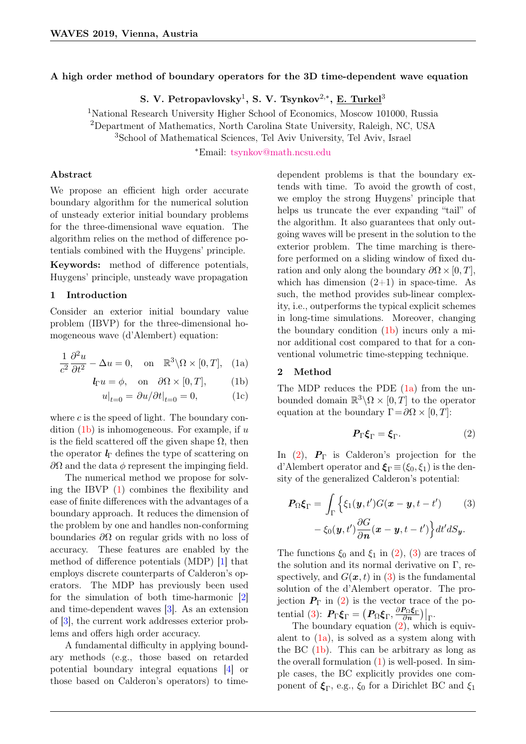# A high order method of boundary operators for the 3D time-dependent wave equation

**S. V. Petropavlovsky**[1], **S. V. Tsynkov**[2,*], **E. Turkel**[3]

[1]National Research University Higher School of Economics, Moscow 101000, Russia
[2]Department of Mathematics, North Carolina State University, Raleigh, NC, USA
[3]School of Mathematical Sciences, Tel Aviv University, Tel Aviv, Israel

[*]Email: tsynkov@math.ncsu.edu

## Abstract

We propose an efficient high order accurate boundary algorithm for the numerical solution of unsteady exterior initial boundary problems for the three-dimensional wave equation. The algorithm relies on the method of difference potentials combined with the Huygens' principle.

**Keywords:** method of difference potentials, Huygens' principle, unsteady wave propagation

## 1 Introduction

Consider an exterior initial boundary value problem (IBVP) for the three-dimensional homogeneous wave (d'Alembert) equation:

$$\frac{1}{c^2}\frac{\partial^2 u}{\partial t^2} - \Delta u = 0, \quad \text{on} \quad \mathbb{R}^3 \backslash \Omega \times [0,T], \tag{1a}$$

$$\boldsymbol{l}_\Gamma u = \phi, \quad \text{on} \quad \partial\Omega \times [0,T], \tag{1b}$$

$$u|_{t=0} = \partial u/\partial t|_{t=0} = 0, \tag{1c}$$

where $c$ is the speed of light. The boundary condition (1b) is inhomogeneous. For example, if $u$ is the field scattered off the given shape $\Omega$, then the operator $\boldsymbol{l}_\Gamma$ defines the type of scattering on $\partial\Omega$ and the data $\phi$ represent the impinging field.

The numerical method we propose for solving the IBVP (1) combines the flexibility and ease of finite differences with the advantages of a boundary approach. It reduces the dimension of the problem by one and handles non-conforming boundaries $\partial\Omega$ on regular grids with no loss of accuracy. These features are enabled by the method of difference potentials (MDP) [1] that employs discrete counterparts of Calderon's operators. The MDP has previously been used for the simulation of both time-harmonic [2] and time-dependent waves [3]. As an extension of [3], the current work addresses exterior problems and offers high order accuracy.

A fundamental difficulty in applying boundary methods (e.g., those based on retarded potential boundary integral equations [4] or those based on Calderon's operators) to time-dependent problems is that the boundary extends with time. To avoid the growth of cost, we employ the strong Huygens' principle that helps us truncate the ever expanding "tail" of the algorithm. It also guarantees that only outgoing waves will be present in the solution to the exterior problem. The time marching is therefore performed on a sliding window of fixed duration and only along the boundary $\partial\Omega \times [0,T]$, which has dimension (2+1) in space-time. As such, the method provides sub-linear complexity, i.e., outperforms the typical explicit schemes in long-time simulations. Moreover, changing the boundary condition (1b) incurs only a minor additional cost compared to that for a conventional volumetric time-stepping technique.

## 2 Method

The MDP reduces the PDE (1a) from the unbounded domain $\mathbb{R}^3 \backslash \Omega \times [0,T]$ to the operator equation at the boundary $\Gamma = \partial\Omega \times [0,T]$:

$$\boldsymbol{P}_\Gamma \boldsymbol{\xi}_\Gamma = \boldsymbol{\xi}_\Gamma. \tag{2}$$

In (2), $\boldsymbol{P}_\Gamma$ is Calderon's projection for the d'Alembert operator and $\boldsymbol{\xi}_\Gamma \equiv (\xi_0, \xi_1)$ is the density of the generalized Calderon's potential:

$$\boldsymbol{P}_\Omega \boldsymbol{\xi}_\Gamma = \int_\Gamma \Big\{ \xi_1(\boldsymbol{y}, t') G(\boldsymbol{x}-\boldsymbol{y}, t-t') - \xi_0(\boldsymbol{y}, t') \frac{\partial G}{\partial \boldsymbol{n}}(\boldsymbol{x}-\boldsymbol{y}, t-t') \Big\} dt' dS_{\boldsymbol{y}}. \tag{3}$$

The functions $\xi_0$ and $\xi_1$ in (2), (3) are traces of the solution and its normal derivative on $\Gamma$, respectively, and $G(\boldsymbol{x}, t)$ in (3) is the fundamental solution of the d'Alembert operator. The projection $\boldsymbol{P}_\Gamma$ in (2) is the vector trace of the potential (3): $\boldsymbol{P}_\Gamma \boldsymbol{\xi}_\Gamma = \big( \boldsymbol{P}_\Omega \boldsymbol{\xi}_\Gamma, \frac{\partial \boldsymbol{P}_\Omega \boldsymbol{\xi}_\Gamma}{\partial \boldsymbol{n}} \big)\big|_\Gamma$.

The boundary equation (2), which is equivalent to (1a), is solved as a system along with the BC (1b). This can be arbitrary as long as the overall formulation (1) is well-posed. In simple cases, the BC explicitly provides one component of $\boldsymbol{\xi}_\Gamma$, e.g., $\xi_0$ for a Dirichlet BC and $\xi_1$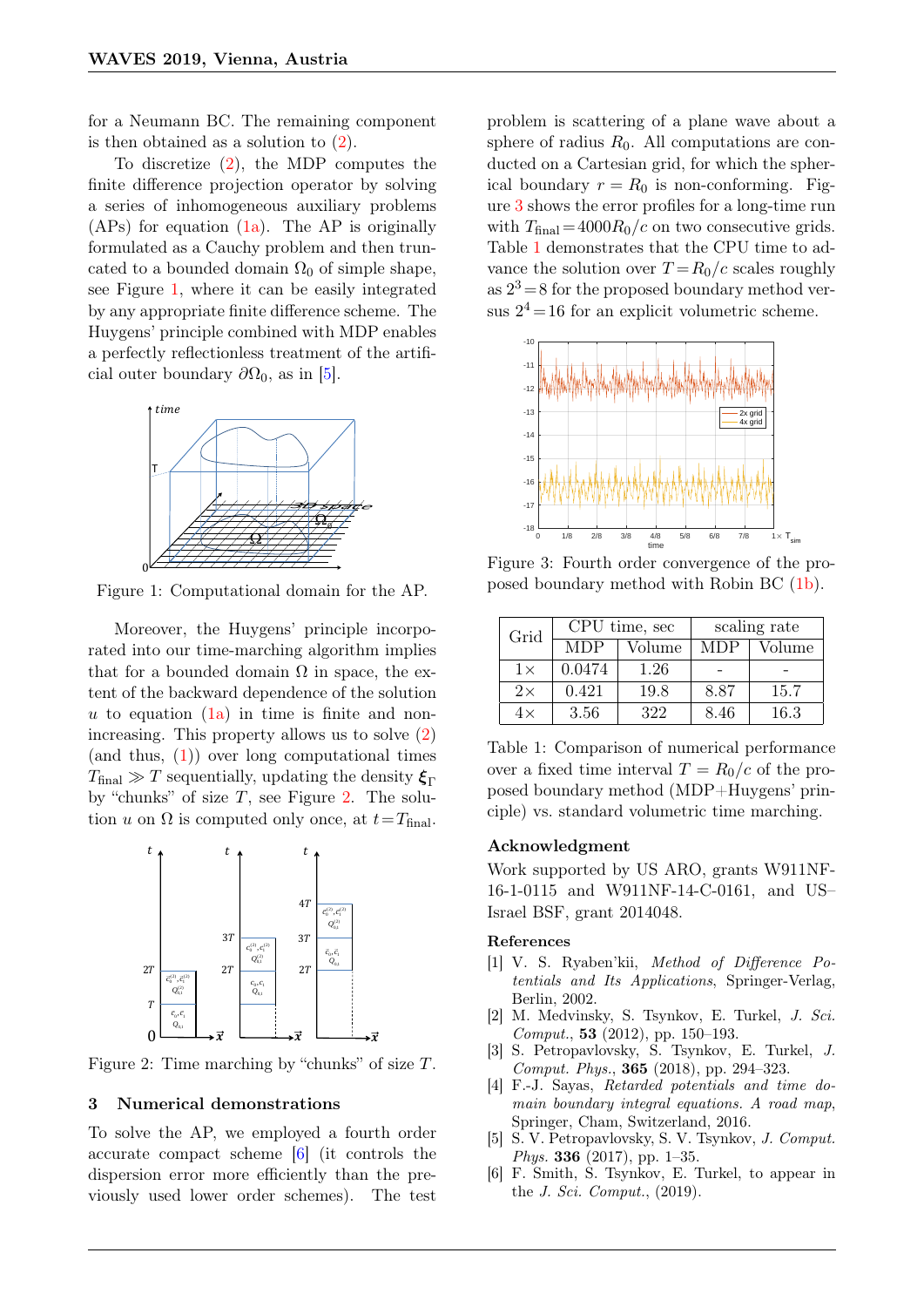for a Neumann BC. The remaining component is then obtained as a solution to (2).

To discretize (2), the MDP computes the finite difference projection operator by solving a series of inhomogeneous auxiliary problems (APs) for equation (1a). The AP is originally formulated as a Cauchy problem and then truncated to a bounded domain $\Omega_0$ of simple shape, see Figure 1, where it can be easily integrated by any appropriate finite difference scheme. The Huygens' principle combined with MDP enables a perfectly reflectionless treatment of the artificial outer boundary $\partial\Omega_0$, as in [5].

time
T
0
3D space
$\Omega_0$
$\Omega$

Figure 1: Computational domain for the AP.

Moreover, the Huygens' principle incorporated into our time-marching algorithm implies that for a bounded domain $\Omega$ in space, the extent of the backward dependence of the solution $u$ to equation (1a) in time is finite and non-increasing. This property allows us to solve (2) (and thus, (1)) over long computational times $T_{\text{final}} \gg T$ sequentially, updating the density $\boldsymbol{\xi}_\Gamma$ by "chunks" of size $T$, see Figure 2. The solution $u$ on $\Omega$ is computed only once, at $t = T_{\text{final}}$.

t
t
t
0
T
2T
3T
4T
$\vec{x}$

Figure 2: Time marching by "chunks" of size $T$.

## 3 Numerical demonstrations

To solve the AP, we employed a fourth order accurate compact scheme [6] (it controls the dispersion error more efficiently than the previously used lower order schemes). The test problem is scattering of a plane wave about a sphere of radius $R_0$. All computations are conducted on a Cartesian grid, for which the spherical boundary $r = R_0$ is non-conforming. Figure 3 shows the error profiles for a long-time run with $T_{\text{final}} = 4000R_0/c$ on two consecutive grids. Table 1 demonstrates that the CPU time to advance the solution over $T = R_0/c$ scales roughly as $2^3 = 8$ for the proposed boundary method versus $2^4 = 16$ for an explicit volumetric scheme.

-10
-11
-12
-13
-14
-15
-16
-17
-18
0
1/8
2/8
3/8
4/8
5/8
6/8
7/8
1× $T_{\text{sim}}$
time
2x grid
4x grid

Figure 3: Fourth order convergence of the proposed boundary method with Robin BC (1b).

| Grid | CPU time, sec | | scaling rate | |
|---|---|---|---|---|
| | MDP | Volume | MDP | Volume |
| 1× | 0.0474 | 1.26 | - | - |
| 2× | 0.421 | 19.8 | 8.87 | 15.7 |
| 4× | 3.56 | 322 | 8.46 | 16.3 |

Table 1: Comparison of numerical performance over a fixed time interval $T = R_0/c$ of the proposed boundary method (MDP+Huygens' principle) vs. standard volumetric time marching.

### Acknowledgment

Work supported by US ARO, grants W911NF-16-1-0115 and W911NF-14-C-0161, and US–Israel BSF, grant 2014048.

### References

[1] V. S. Ryaben'kii, *Method of Difference Potentials and Its Applications*, Springer-Verlag, Berlin, 2002.

[2] M. Medvinsky, S. Tsynkov, E. Turkel, *J. Sci. Comput.*, **53** (2012), pp. 150–193.

[3] S. Petropavlovsky, S. Tsynkov, E. Turkel, *J. Comput. Phys.*, **365** (2018), pp. 294–323.

[4] F.-J. Sayas, *Retarded potentials and time domain boundary integral equations. A road map*, Springer, Cham, Switzerland, 2016.

[5] S. V. Petropavlovsky, S. V. Tsynkov, *J. Comput. Phys.* **336** (2017), pp. 1–35.

[6] F. Smith, S. Tsynkov, E. Turkel, to appear in the *J. Sci. Comput.*, (2019).